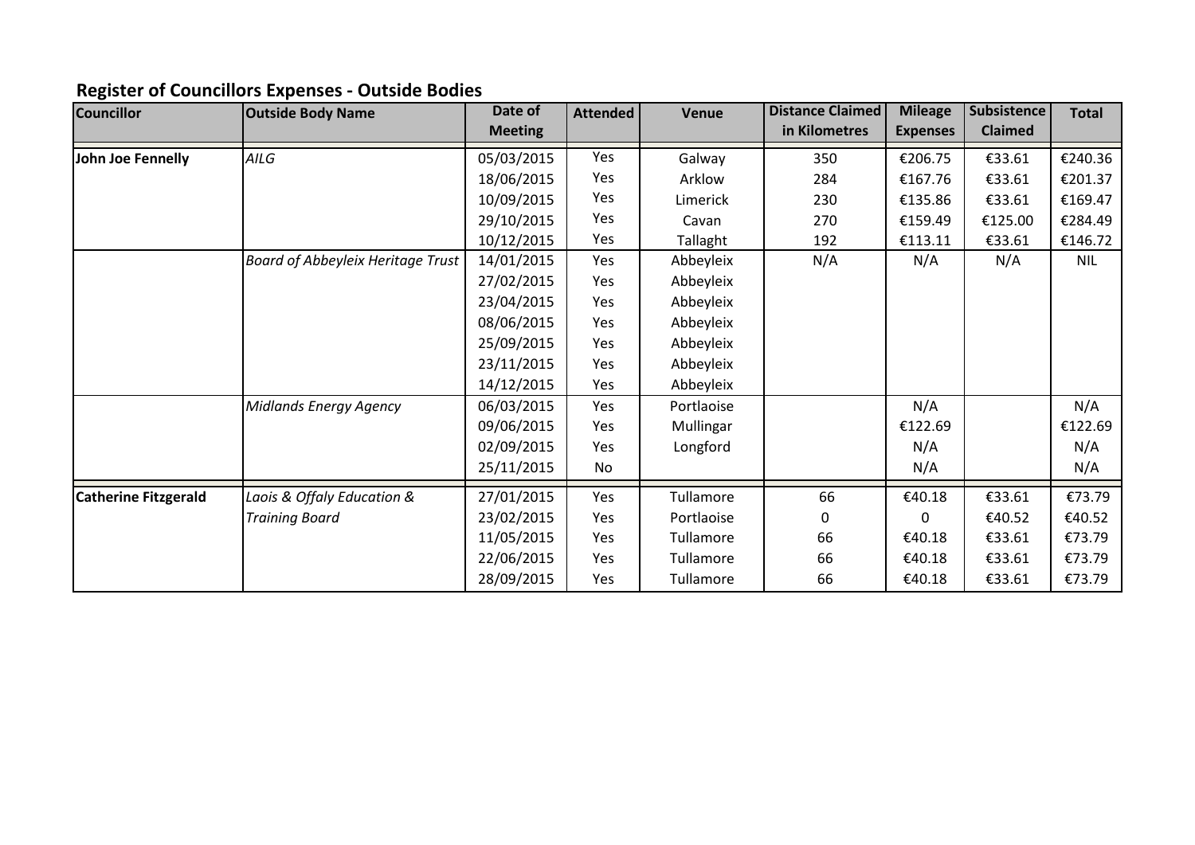## Register of Councillors Expenses - Outside Bodies

| Councillor | Outside Body Name | Date of Meeting | Attended | Venue | Distance Claimed in Kilometres | Mileage Expenses | Subsistence Claimed | Total |
|---|---|---|---|---|---|---|---|---|
| **John Joe Fennelly** | *AILG* | 05/03/2015 | Yes | Galway | 350 | €206.75 | €33.61 | €240.36 |
| | | 18/06/2015 | Yes | Arklow | 284 | €167.76 | €33.61 | €201.37 |
| | | 10/09/2015 | Yes | Limerick | 230 | €135.86 | €33.61 | €169.47 |
| | | 29/10/2015 | Yes | Cavan | 270 | €159.49 | €125.00 | €284.49 |
| | | 10/12/2015 | Yes | Tallaght | 192 | €113.11 | €33.61 | €146.72 |
| | *Board of Abbeyleix Heritage Trust* | 14/01/2015 | Yes | Abbeyleix | N/A | N/A | N/A | NIL |
| | | 27/02/2015 | Yes | Abbeyleix | | | | |
| | | 23/04/2015 | Yes | Abbeyleix | | | | |
| | | 08/06/2015 | Yes | Abbeyleix | | | | |
| | | 25/09/2015 | Yes | Abbeyleix | | | | |
| | | 23/11/2015 | Yes | Abbeyleix | | | | |
| | | 14/12/2015 | Yes | Abbeyleix | | | | |
| | *Midlands Energy Agency* | 06/03/2015 | Yes | Portlaoise | | N/A | | N/A |
| | | 09/06/2015 | Yes | Mullingar | | €122.69 | | €122.69 |
| | | 02/09/2015 | Yes | Longford | | N/A | | N/A |
| | | 25/11/2015 | No | | | N/A | | N/A |
| **Catherine Fitzgerald** | *Laois & Offaly Education & Training Board* | 27/01/2015 | Yes | Tullamore | 66 | €40.18 | €33.61 | €73.79 |
| | | 23/02/2015 | Yes | Portlaoise | 0 | 0 | €40.52 | €40.52 |
| | | 11/05/2015 | Yes | Tullamore | 66 | €40.18 | €33.61 | €73.79 |
| | | 22/06/2015 | Yes | Tullamore | 66 | €40.18 | €33.61 | €73.79 |
| | | 28/09/2015 | Yes | Tullamore | 66 | €40.18 | €33.61 | €73.79 |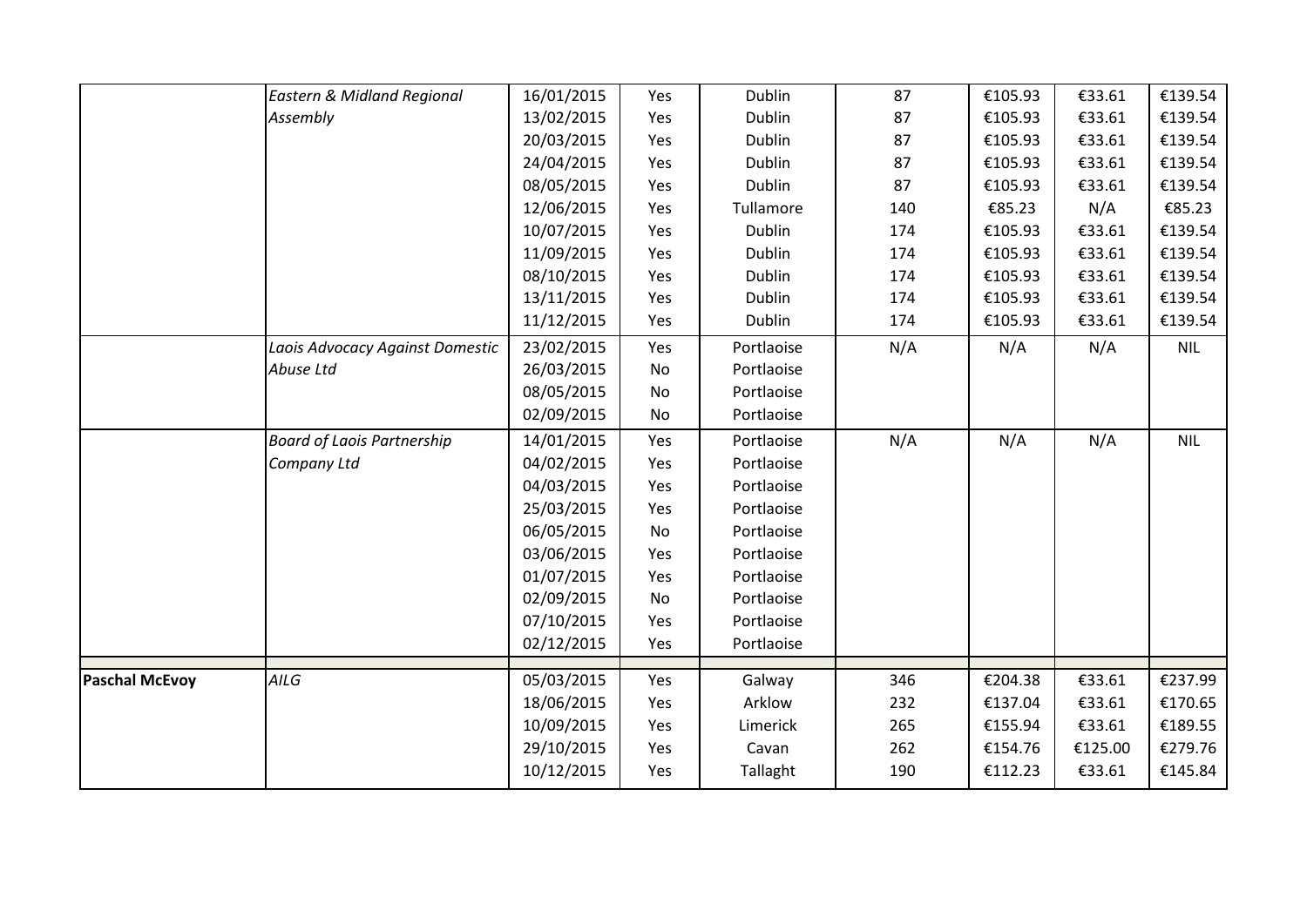| | | | | | | | | |
|---|---|---|---|---|---|---|---|---|
| | *Eastern & Midland Regional Assembly* | 16/01/2015 | Yes | Dublin | 87 | €105.93 | €33.61 | €139.54 |
| | | 13/02/2015 | Yes | Dublin | 87 | €105.93 | €33.61 | €139.54 |
| | | 20/03/2015 | Yes | Dublin | 87 | €105.93 | €33.61 | €139.54 |
| | | 24/04/2015 | Yes | Dublin | 87 | €105.93 | €33.61 | €139.54 |
| | | 08/05/2015 | Yes | Dublin | 87 | €105.93 | €33.61 | €139.54 |
| | | 12/06/2015 | Yes | Tullamore | 140 | €85.23 | N/A | €85.23 |
| | | 10/07/2015 | Yes | Dublin | 174 | €105.93 | €33.61 | €139.54 |
| | | 11/09/2015 | Yes | Dublin | 174 | €105.93 | €33.61 | €139.54 |
| | | 08/10/2015 | Yes | Dublin | 174 | €105.93 | €33.61 | €139.54 |
| | | 13/11/2015 | Yes | Dublin | 174 | €105.93 | €33.61 | €139.54 |
| | | 11/12/2015 | Yes | Dublin | 174 | €105.93 | €33.61 | €139.54 |
| | *Laois Advocacy Against Domestic Abuse Ltd* | 23/02/2015 | Yes | Portlaoise | N/A | N/A | N/A | NIL |
| | | 26/03/2015 | No | Portlaoise | | | | |
| | | 08/05/2015 | No | Portlaoise | | | | |
| | | 02/09/2015 | No | Portlaoise | | | | |
| | *Board of Laois Partnership Company Ltd* | 14/01/2015 | Yes | Portlaoise | N/A | N/A | N/A | NIL |
| | | 04/02/2015 | Yes | Portlaoise | | | | |
| | | 04/03/2015 | Yes | Portlaoise | | | | |
| | | 25/03/2015 | Yes | Portlaoise | | | | |
| | | 06/05/2015 | No | Portlaoise | | | | |
| | | 03/06/2015 | Yes | Portlaoise | | | | |
| | | 01/07/2015 | Yes | Portlaoise | | | | |
| | | 02/09/2015 | No | Portlaoise | | | | |
| | | 07/10/2015 | Yes | Portlaoise | | | | |
| | | 02/12/2015 | Yes | Portlaoise | | | | |
| | | | | | | | | |
| **Paschal McEvoy** | *AILG* | 05/03/2015 | Yes | Galway | 346 | €204.38 | €33.61 | €237.99 |
| | | 18/06/2015 | Yes | Arklow | 232 | €137.04 | €33.61 | €170.65 |
| | | 10/09/2015 | Yes | Limerick | 265 | €155.94 | €33.61 | €189.55 |
| | | 29/10/2015 | Yes | Cavan | 262 | €154.76 | €125.00 | €279.76 |
| | | 10/12/2015 | Yes | Tallaght | 190 | €112.23 | €33.61 | €145.84 |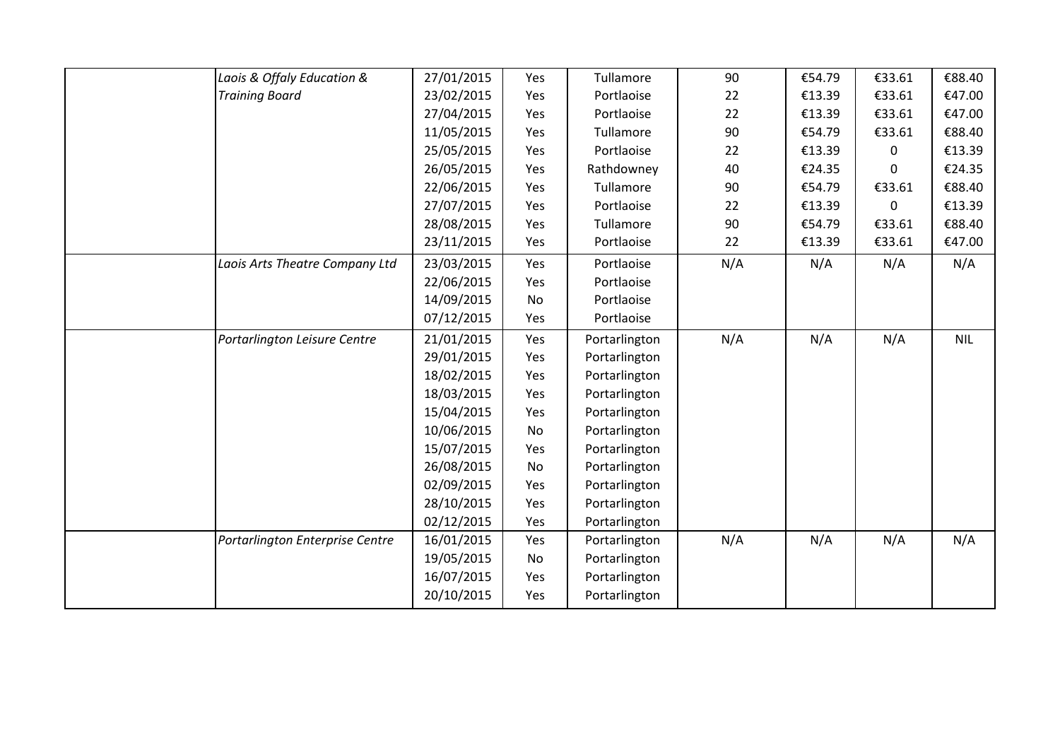| | | | | | | | | |
|---|---|---|---|---|---|---|---|---|
| | *Laois & Offaly Education & Training Board* | 27/01/2015 | Yes | Tullamore | 90 | €54.79 | €33.61 | €88.40 |
| | | 23/02/2015 | Yes | Portlaoise | 22 | €13.39 | €33.61 | €47.00 |
| | | 27/04/2015 | Yes | Portlaoise | 22 | €13.39 | €33.61 | €47.00 |
| | | 11/05/2015 | Yes | Tullamore | 90 | €54.79 | €33.61 | €88.40 |
| | | 25/05/2015 | Yes | Portlaoise | 22 | €13.39 | 0 | €13.39 |
| | | 26/05/2015 | Yes | Rathdowney | 40 | €24.35 | 0 | €24.35 |
| | | 22/06/2015 | Yes | Tullamore | 90 | €54.79 | €33.61 | €88.40 |
| | | 27/07/2015 | Yes | Portlaoise | 22 | €13.39 | 0 | €13.39 |
| | | 28/08/2015 | Yes | Tullamore | 90 | €54.79 | €33.61 | €88.40 |
| | | 23/11/2015 | Yes | Portlaoise | 22 | €13.39 | €33.61 | €47.00 |
| | *Laois Arts Theatre Company Ltd* | 23/03/2015 | Yes | Portlaoise | N/A | N/A | N/A | N/A |
| | | 22/06/2015 | Yes | Portlaoise | | | | |
| | | 14/09/2015 | No | Portlaoise | | | | |
| | | 07/12/2015 | Yes | Portlaoise | | | | |
| | *Portarlington Leisure Centre* | 21/01/2015 | Yes | Portarlington | N/A | N/A | N/A | NIL |
| | | 29/01/2015 | Yes | Portarlington | | | | |
| | | 18/02/2015 | Yes | Portarlington | | | | |
| | | 18/03/2015 | Yes | Portarlington | | | | |
| | | 15/04/2015 | Yes | Portarlington | | | | |
| | | 10/06/2015 | No | Portarlington | | | | |
| | | 15/07/2015 | Yes | Portarlington | | | | |
| | | 26/08/2015 | No | Portarlington | | | | |
| | | 02/09/2015 | Yes | Portarlington | | | | |
| | | 28/10/2015 | Yes | Portarlington | | | | |
| | | 02/12/2015 | Yes | Portarlington | | | | |
| | *Portarlington Enterprise Centre* | 16/01/2015 | Yes | Portarlington | N/A | N/A | N/A | N/A |
| | | 19/05/2015 | No | Portarlington | | | | |
| | | 16/07/2015 | Yes | Portarlington | | | | |
| | | 20/10/2015 | Yes | Portarlington | | | | |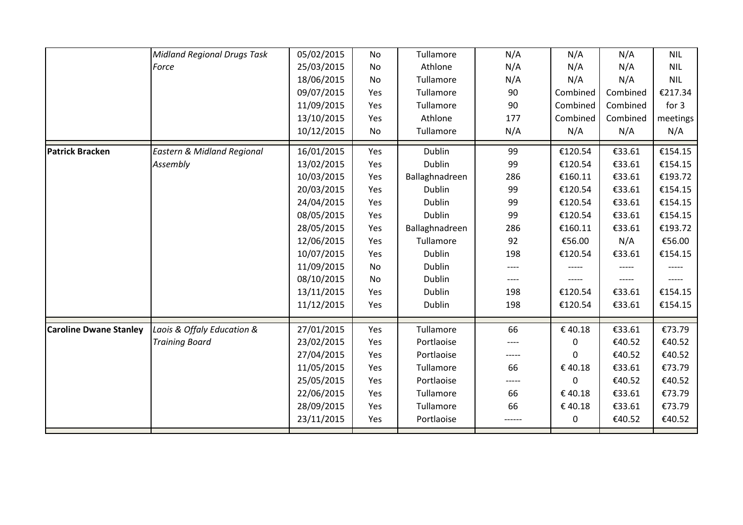| | | | | | | | | |
|---|---|---|---|---|---|---|---|---|
| | *Midland Regional Drugs Task Force* | 05/02/2015 | No | Tullamore | N/A | N/A | N/A | NIL |
| | | 25/03/2015 | No | Athlone | N/A | N/A | N/A | NIL |
| | | 18/06/2015 | No | Tullamore | N/A | N/A | N/A | NIL |
| | | 09/07/2015 | Yes | Tullamore | 90 | Combined | Combined | €217.34 |
| | | 11/09/2015 | Yes | Tullamore | 90 | Combined | Combined | for 3 |
| | | 13/10/2015 | Yes | Athlone | 177 | Combined | Combined | meetings |
| | | 10/12/2015 | No | Tullamore | N/A | N/A | N/A | N/A |
| **Patrick Bracken** | *Eastern & Midland Regional Assembly* | 16/01/2015 | Yes | Dublin | 99 | €120.54 | €33.61 | €154.15 |
| | | 13/02/2015 | Yes | Dublin | 99 | €120.54 | €33.61 | €154.15 |
| | | 10/03/2015 | Yes | Ballaghnadreen | 286 | €160.11 | €33.61 | €193.72 |
| | | 20/03/2015 | Yes | Dublin | 99 | €120.54 | €33.61 | €154.15 |
| | | 24/04/2015 | Yes | Dublin | 99 | €120.54 | €33.61 | €154.15 |
| | | 08/05/2015 | Yes | Dublin | 99 | €120.54 | €33.61 | €154.15 |
| | | 28/05/2015 | Yes | Ballaghnadreen | 286 | €160.11 | €33.61 | €193.72 |
| | | 12/06/2015 | Yes | Tullamore | 92 | €56.00 | N/A | €56.00 |
| | | 10/07/2015 | Yes | Dublin | 198 | €120.54 | €33.61 | €154.15 |
| | | 11/09/2015 | No | Dublin | ---- | ----- | ----- | ----- |
| | | 08/10/2015 | No | Dublin | ---- | ----- | ----- | ----- |
| | | 13/11/2015 | Yes | Dublin | 198 | €120.54 | €33.61 | €154.15 |
| | | 11/12/2015 | Yes | Dublin | 198 | €120.54 | €33.61 | €154.15 |
| **Caroline Dwane Stanley** | *Laois & Offaly Education & Training Board* | 27/01/2015 | Yes | Tullamore | 66 | € 40.18 | €33.61 | €73.79 |
| | | 23/02/2015 | Yes | Portlaoise | ---- | 0 | €40.52 | €40.52 |
| | | 27/04/2015 | Yes | Portlaoise | ----- | 0 | €40.52 | €40.52 |
| | | 11/05/2015 | Yes | Tullamore | 66 | € 40.18 | €33.61 | €73.79 |
| | | 25/05/2015 | Yes | Portlaoise | ----- | 0 | €40.52 | €40.52 |
| | | 22/06/2015 | Yes | Tullamore | 66 | € 40.18 | €33.61 | €73.79 |
| | | 28/09/2015 | Yes | Tullamore | 66 | € 40.18 | €33.61 | €73.79 |
| | | 23/11/2015 | Yes | Portlaoise | ------ | 0 | €40.52 | €40.52 |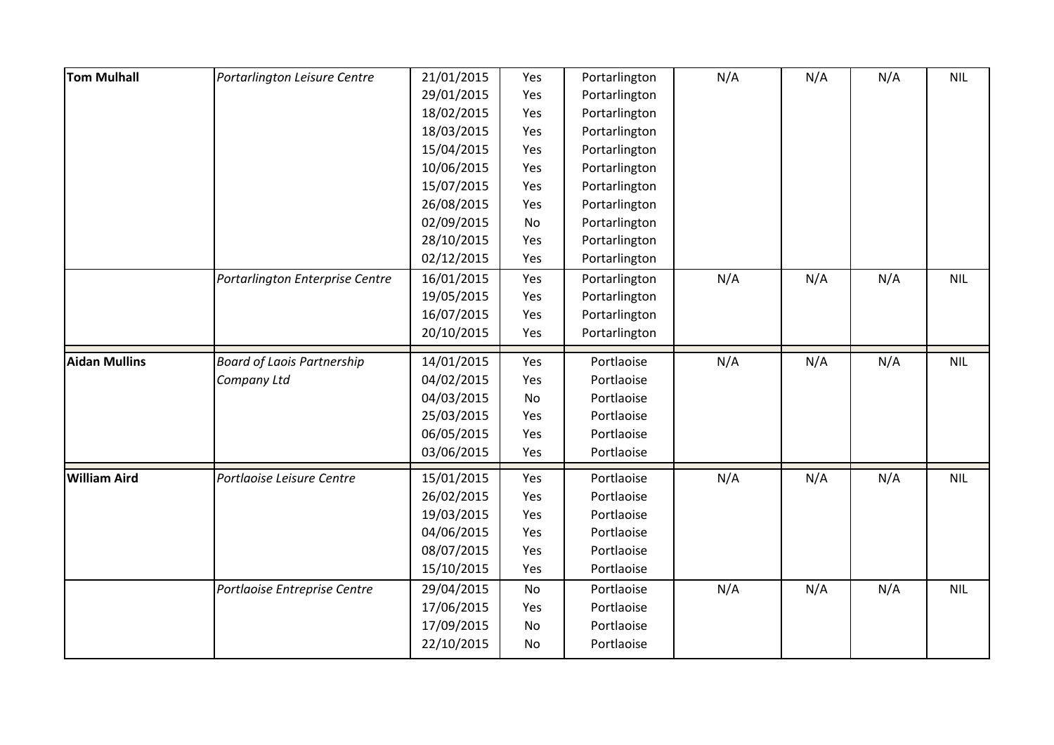| | | | | | | | | |
|---|---|---|---|---|---|---|---|---|
| **Tom Mulhall** | *Portarlington Leisure Centre* | 21/01/2015 | Yes | Portarlington | N/A | N/A | N/A | NIL |
| | | 29/01/2015 | Yes | Portarlington | | | | |
| | | 18/02/2015 | Yes | Portarlington | | | | |
| | | 18/03/2015 | Yes | Portarlington | | | | |
| | | 15/04/2015 | Yes | Portarlington | | | | |
| | | 10/06/2015 | Yes | Portarlington | | | | |
| | | 15/07/2015 | Yes | Portarlington | | | | |
| | | 26/08/2015 | Yes | Portarlington | | | | |
| | | 02/09/2015 | No | Portarlington | | | | |
| | | 28/10/2015 | Yes | Portarlington | | | | |
| | | 02/12/2015 | Yes | Portarlington | | | | |
| | *Portarlington Enterprise Centre* | 16/01/2015 | Yes | Portarlington | N/A | N/A | N/A | NIL |
| | | 19/05/2015 | Yes | Portarlington | | | | |
| | | 16/07/2015 | Yes | Portarlington | | | | |
| | | 20/10/2015 | Yes | Portarlington | | | | |
| **Aidan Mullins** | *Board of Laois Partnership Company Ltd* | 14/01/2015 | Yes | Portlaoise | N/A | N/A | N/A | NIL |
| | | 04/02/2015 | Yes | Portlaoise | | | | |
| | | 04/03/2015 | No | Portlaoise | | | | |
| | | 25/03/2015 | Yes | Portlaoise | | | | |
| | | 06/05/2015 | Yes | Portlaoise | | | | |
| | | 03/06/2015 | Yes | Portlaoise | | | | |
| **William Aird** | *Portlaoise Leisure Centre* | 15/01/2015 | Yes | Portlaoise | N/A | N/A | N/A | NIL |
| | | 26/02/2015 | Yes | Portlaoise | | | | |
| | | 19/03/2015 | Yes | Portlaoise | | | | |
| | | 04/06/2015 | Yes | Portlaoise | | | | |
| | | 08/07/2015 | Yes | Portlaoise | | | | |
| | | 15/10/2015 | Yes | Portlaoise | | | | |
| | *Portlaoise Entreprise Centre* | 29/04/2015 | No | Portlaoise | N/A | N/A | N/A | NIL |
| | | 17/06/2015 | Yes | Portlaoise | | | | |
| | | 17/09/2015 | No | Portlaoise | | | | |
| | | 22/10/2015 | No | Portlaoise | | | | |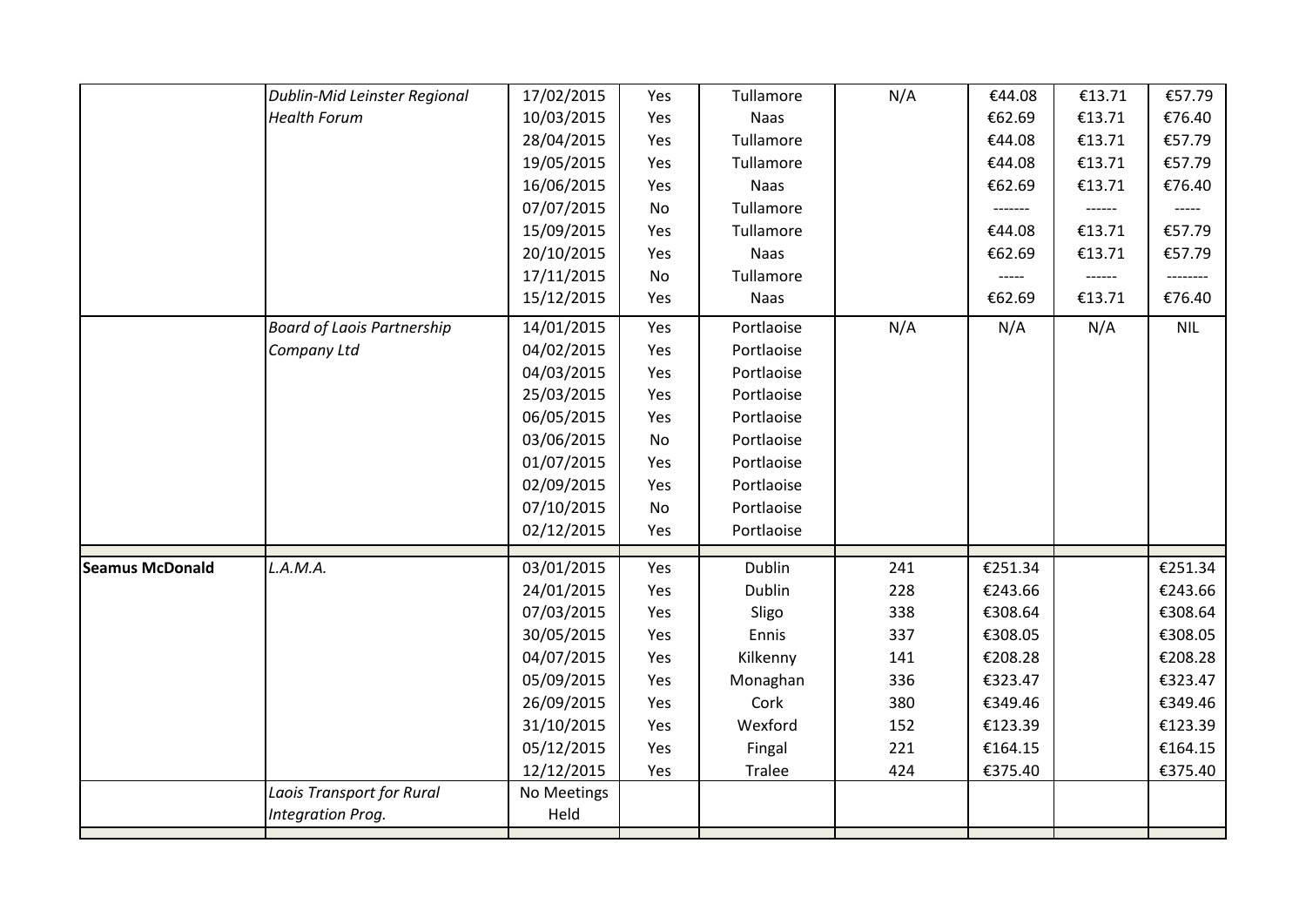| | | | | | | | | |
|---|---|---|---|---|---|---|---|---|
| | *Dublin-Mid Leinster Regional Health Forum* | 17/02/2015 | Yes | Tullamore | N/A | €44.08 | €13.71 | €57.79 |
| | | 10/03/2015 | Yes | Naas | | €62.69 | €13.71 | €76.40 |
| | | 28/04/2015 | Yes | Tullamore | | €44.08 | €13.71 | €57.79 |
| | | 19/05/2015 | Yes | Tullamore | | €44.08 | €13.71 | €57.79 |
| | | 16/06/2015 | Yes | Naas | | €62.69 | €13.71 | €76.40 |
| | | 07/07/2015 | No | Tullamore | | ------- | ------ | ----- |
| | | 15/09/2015 | Yes | Tullamore | | €44.08 | €13.71 | €57.79 |
| | | 20/10/2015 | Yes | Naas | | €62.69 | €13.71 | €57.79 |
| | | 17/11/2015 | No | Tullamore | | ----- | ------ | -------- |
| | | 15/12/2015 | Yes | Naas | | €62.69 | €13.71 | €76.40 |
| | *Board of Laois Partnership Company Ltd* | 14/01/2015 | Yes | Portlaoise | N/A | N/A | N/A | NIL |
| | | 04/02/2015 | Yes | Portlaoise | | | | |
| | | 04/03/2015 | Yes | Portlaoise | | | | |
| | | 25/03/2015 | Yes | Portlaoise | | | | |
| | | 06/05/2015 | Yes | Portlaoise | | | | |
| | | 03/06/2015 | No | Portlaoise | | | | |
| | | 01/07/2015 | Yes | Portlaoise | | | | |
| | | 02/09/2015 | Yes | Portlaoise | | | | |
| | | 07/10/2015 | No | Portlaoise | | | | |
| | | 02/12/2015 | Yes | Portlaoise | | | | |
| **Seamus McDonald** | *L.A.M.A.* | 03/01/2015 | Yes | Dublin | 241 | €251.34 | | €251.34 |
| | | 24/01/2015 | Yes | Dublin | 228 | €243.66 | | €243.66 |
| | | 07/03/2015 | Yes | Sligo | 338 | €308.64 | | €308.64 |
| | | 30/05/2015 | Yes | Ennis | 337 | €308.05 | | €308.05 |
| | | 04/07/2015 | Yes | Kilkenny | 141 | €208.28 | | €208.28 |
| | | 05/09/2015 | Yes | Monaghan | 336 | €323.47 | | €323.47 |
| | | 26/09/2015 | Yes | Cork | 380 | €349.46 | | €349.46 |
| | | 31/10/2015 | Yes | Wexford | 152 | €123.39 | | €123.39 |
| | | 05/12/2015 | Yes | Fingal | 221 | €164.15 | | €164.15 |
| | | 12/12/2015 | Yes | Tralee | 424 | €375.40 | | €375.40 |
| | *Laois Transport for Rural Integration Prog.* | No Meetings Held | | | | | | |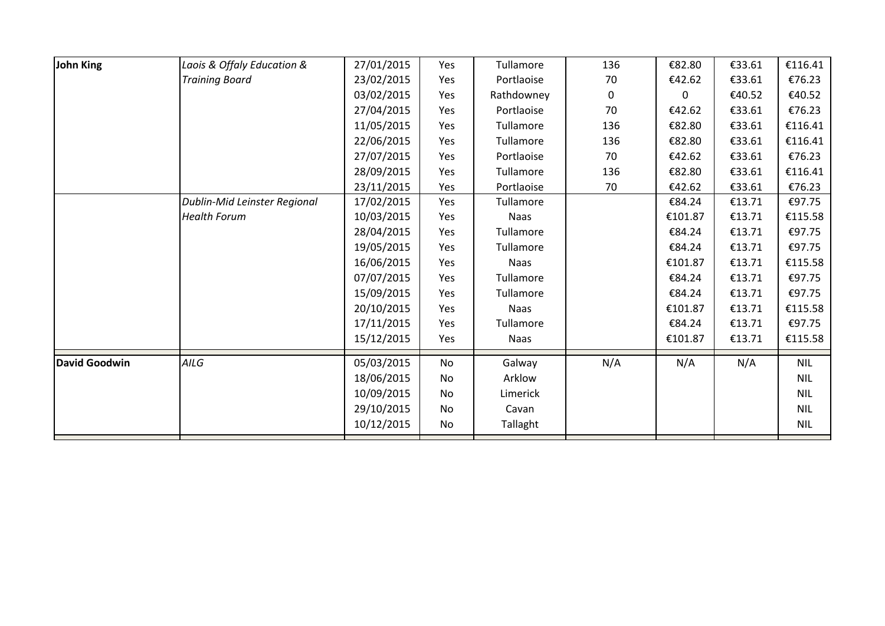| | | | | | | | | |
|---|---|---|---|---|---|---|---|---|
| **John King** | *Laois & Offaly Education & Training Board* | 27/01/2015 | Yes | Tullamore | 136 | €82.80 | €33.61 | €116.41 |
| | | 23/02/2015 | Yes | Portlaoise | 70 | €42.62 | €33.61 | €76.23 |
| | | 03/02/2015 | Yes | Rathdowney | 0 | 0 | €40.52 | €40.52 |
| | | 27/04/2015 | Yes | Portlaoise | 70 | €42.62 | €33.61 | €76.23 |
| | | 11/05/2015 | Yes | Tullamore | 136 | €82.80 | €33.61 | €116.41 |
| | | 22/06/2015 | Yes | Tullamore | 136 | €82.80 | €33.61 | €116.41 |
| | | 27/07/2015 | Yes | Portlaoise | 70 | €42.62 | €33.61 | €76.23 |
| | | 28/09/2015 | Yes | Tullamore | 136 | €82.80 | €33.61 | €116.41 |
| | | 23/11/2015 | Yes | Portlaoise | 70 | €42.62 | €33.61 | €76.23 |
| | *Dublin-Mid Leinster Regional Health Forum* | 17/02/2015 | Yes | Tullamore | | €84.24 | €13.71 | €97.75 |
| | | 10/03/2015 | Yes | Naas | | €101.87 | €13.71 | €115.58 |
| | | 28/04/2015 | Yes | Tullamore | | €84.24 | €13.71 | €97.75 |
| | | 19/05/2015 | Yes | Tullamore | | €84.24 | €13.71 | €97.75 |
| | | 16/06/2015 | Yes | Naas | | €101.87 | €13.71 | €115.58 |
| | | 07/07/2015 | Yes | Tullamore | | €84.24 | €13.71 | €97.75 |
| | | 15/09/2015 | Yes | Tullamore | | €84.24 | €13.71 | €97.75 |
| | | 20/10/2015 | Yes | Naas | | €101.87 | €13.71 | €115.58 |
| | | 17/11/2015 | Yes | Tullamore | | €84.24 | €13.71 | €97.75 |
| | | 15/12/2015 | Yes | Naas | | €101.87 | €13.71 | €115.58 |
| **David Goodwin** | *AILG* | 05/03/2015 | No | Galway | N/A | N/A | N/A | NIL |
| | | 18/06/2015 | No | Arklow | | | | NIL |
| | | 10/09/2015 | No | Limerick | | | | NIL |
| | | 29/10/2015 | No | Cavan | | | | NIL |
| | | 10/12/2015 | No | Tallaght | | | | NIL |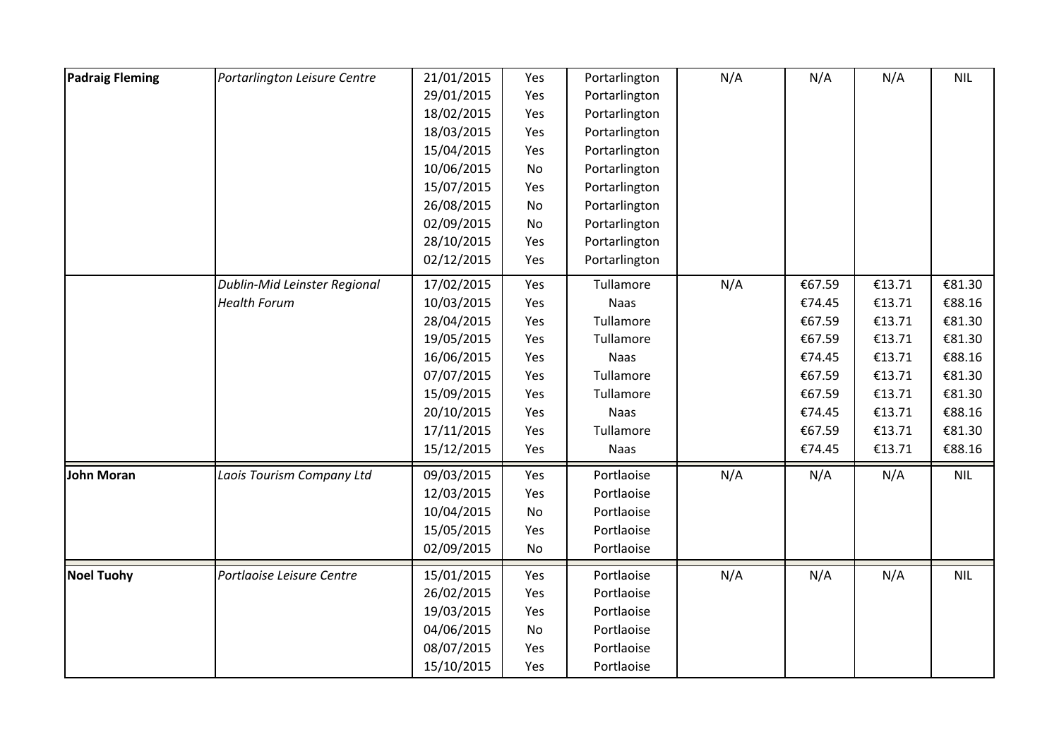| | | | | | | | | |
|---|---|---|---|---|---|---|---|---|
| **Padraig Fleming** | *Portarlington Leisure Centre* | 21/01/2015 | Yes | Portarlington | N/A | N/A | N/A | NIL |
| | | 29/01/2015 | Yes | Portarlington | | | | |
| | | 18/02/2015 | Yes | Portarlington | | | | |
| | | 18/03/2015 | Yes | Portarlington | | | | |
| | | 15/04/2015 | Yes | Portarlington | | | | |
| | | 10/06/2015 | No | Portarlington | | | | |
| | | 15/07/2015 | Yes | Portarlington | | | | |
| | | 26/08/2015 | No | Portarlington | | | | |
| | | 02/09/2015 | No | Portarlington | | | | |
| | | 28/10/2015 | Yes | Portarlington | | | | |
| | | 02/12/2015 | Yes | Portarlington | | | | |
| | *Dublin-Mid Leinster Regional Health Forum* | 17/02/2015 | Yes | Tullamore | N/A | €67.59 | €13.71 | €81.30 |
| | | 10/03/2015 | Yes | Naas | | €74.45 | €13.71 | €88.16 |
| | | 28/04/2015 | Yes | Tullamore | | €67.59 | €13.71 | €81.30 |
| | | 19/05/2015 | Yes | Tullamore | | €67.59 | €13.71 | €81.30 |
| | | 16/06/2015 | Yes | Naas | | €74.45 | €13.71 | €88.16 |
| | | 07/07/2015 | Yes | Tullamore | | €67.59 | €13.71 | €81.30 |
| | | 15/09/2015 | Yes | Tullamore | | €67.59 | €13.71 | €81.30 |
| | | 20/10/2015 | Yes | Naas | | €74.45 | €13.71 | €88.16 |
| | | 17/11/2015 | Yes | Tullamore | | €67.59 | €13.71 | €81.30 |
| | | 15/12/2015 | Yes | Naas | | €74.45 | €13.71 | €88.16 |
| **John Moran** | *Laois Tourism Company Ltd* | 09/03/2015 | Yes | Portlaoise | N/A | N/A | N/A | NIL |
| | | 12/03/2015 | Yes | Portlaoise | | | | |
| | | 10/04/2015 | No | Portlaoise | | | | |
| | | 15/05/2015 | Yes | Portlaoise | | | | |
| | | 02/09/2015 | No | Portlaoise | | | | |
| **Noel Tuohy** | *Portlaoise Leisure Centre* | 15/01/2015 | Yes | Portlaoise | N/A | N/A | N/A | NIL |
| | | 26/02/2015 | Yes | Portlaoise | | | | |
| | | 19/03/2015 | Yes | Portlaoise | | | | |
| | | 04/06/2015 | No | Portlaoise | | | | |
| | | 08/07/2015 | Yes | Portlaoise | | | | |
| | | 15/10/2015 | Yes | Portlaoise | | | | |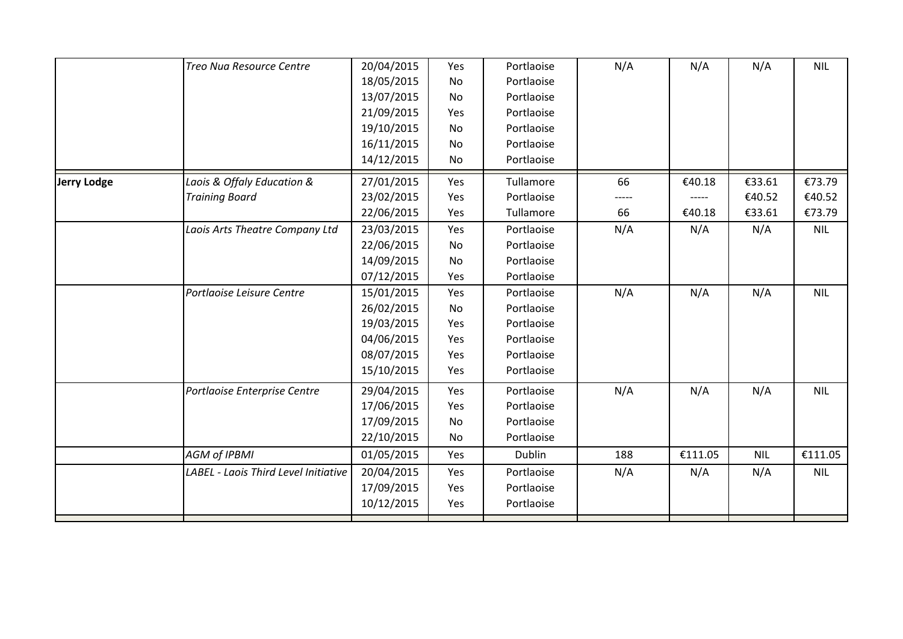| | | | | | | | | |
|---|---|---|---|---|---|---|---|---|
| | *Treo Nua Resource Centre* | 20/04/2015 | Yes | Portlaoise | N/A | N/A | N/A | NIL |
| | | 18/05/2015 | No | Portlaoise | | | | |
| | | 13/07/2015 | No | Portlaoise | | | | |
| | | 21/09/2015 | Yes | Portlaoise | | | | |
| | | 19/10/2015 | No | Portlaoise | | | | |
| | | 16/11/2015 | No | Portlaoise | | | | |
| | | 14/12/2015 | No | Portlaoise | | | | |
| **Jerry Lodge** | *Laois & Offaly Education & Training Board* | 27/01/2015 | Yes | Tullamore | 66 | €40.18 | €33.61 | €73.79 |
| | | 23/02/2015 | Yes | Portlaoise | ----- | ----- | €40.52 | €40.52 |
| | | 22/06/2015 | Yes | Tullamore | 66 | €40.18 | €33.61 | €73.79 |
| | *Laois Arts Theatre Company Ltd* | 23/03/2015 | Yes | Portlaoise | N/A | N/A | N/A | NIL |
| | | 22/06/2015 | No | Portlaoise | | | | |
| | | 14/09/2015 | No | Portlaoise | | | | |
| | | 07/12/2015 | Yes | Portlaoise | | | | |
| | *Portlaoise Leisure Centre* | 15/01/2015 | Yes | Portlaoise | N/A | N/A | N/A | NIL |
| | | 26/02/2015 | No | Portlaoise | | | | |
| | | 19/03/2015 | Yes | Portlaoise | | | | |
| | | 04/06/2015 | Yes | Portlaoise | | | | |
| | | 08/07/2015 | Yes | Portlaoise | | | | |
| | | 15/10/2015 | Yes | Portlaoise | | | | |
| | *Portlaoise Enterprise Centre* | 29/04/2015 | Yes | Portlaoise | N/A | N/A | N/A | NIL |
| | | 17/06/2015 | Yes | Portlaoise | | | | |
| | | 17/09/2015 | No | Portlaoise | | | | |
| | | 22/10/2015 | No | Portlaoise | | | | |
| | *AGM of IPBMI* | 01/05/2015 | Yes | Dublin | 188 | €111.05 | NIL | €111.05 |
| | *LABEL - Laois Third Level Initiative* | 20/04/2015 | Yes | Portlaoise | N/A | N/A | N/A | NIL |
| | | 17/09/2015 | Yes | Portlaoise | | | | |
| | | 10/12/2015 | Yes | Portlaoise | | | | |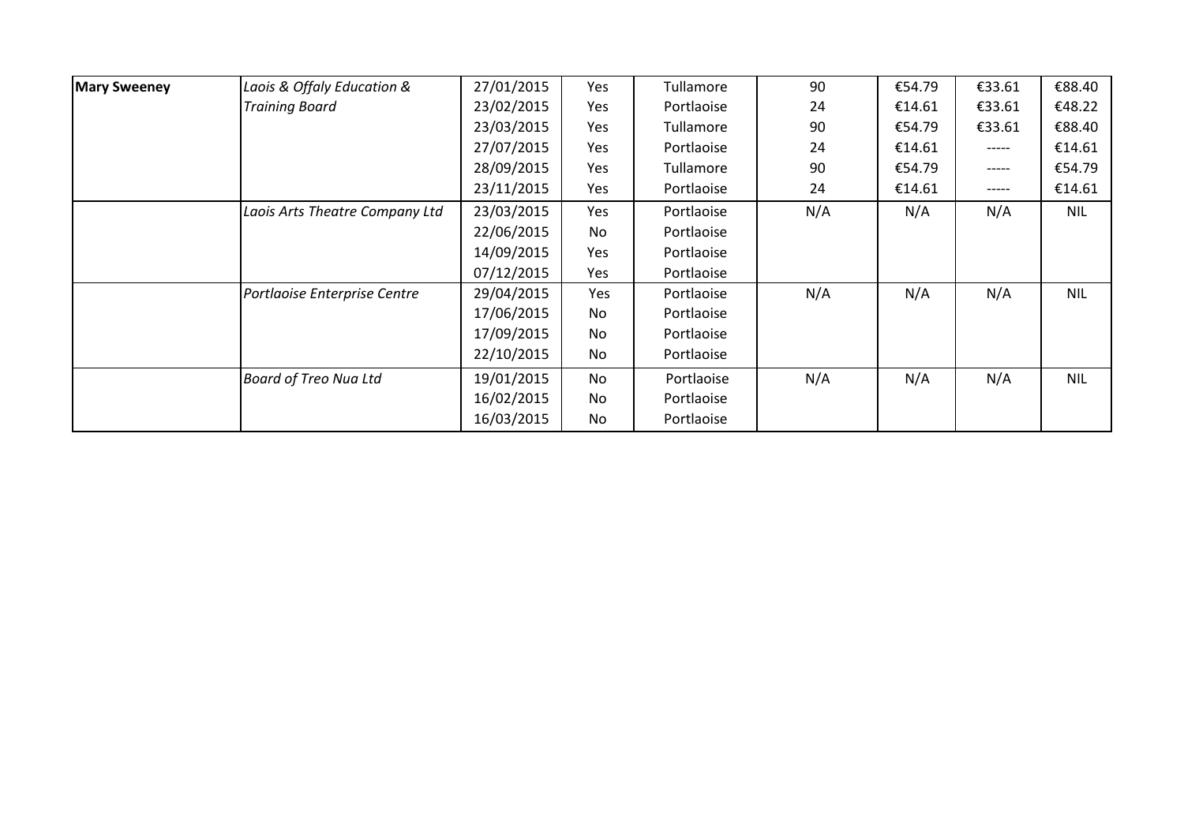| | | | | | | | | |
|---|---|---|---|---|---|---|---|---|
| **Mary Sweeney** | *Laois & Offaly Education & Training Board* | 27/01/2015 | Yes | Tullamore | 90 | €54.79 | €33.61 | €88.40 |
| | | 23/02/2015 | Yes | Portlaoise | 24 | €14.61 | €33.61 | €48.22 |
| | | 23/03/2015 | Yes | Tullamore | 90 | €54.79 | €33.61 | €88.40 |
| | | 27/07/2015 | Yes | Portlaoise | 24 | €14.61 | ----- | €14.61 |
| | | 28/09/2015 | Yes | Tullamore | 90 | €54.79 | ----- | €54.79 |
| | | 23/11/2015 | Yes | Portlaoise | 24 | €14.61 | ----- | €14.61 |
| | *Laois Arts Theatre Company Ltd* | 23/03/2015 | Yes | Portlaoise | N/A | N/A | N/A | NIL |
| | | 22/06/2015 | No | Portlaoise | | | | |
| | | 14/09/2015 | Yes | Portlaoise | | | | |
| | | 07/12/2015 | Yes | Portlaoise | | | | |
| | *Portlaoise Enterprise Centre* | 29/04/2015 | Yes | Portlaoise | N/A | N/A | N/A | NIL |
| | | 17/06/2015 | No | Portlaoise | | | | |
| | | 17/09/2015 | No | Portlaoise | | | | |
| | | 22/10/2015 | No | Portlaoise | | | | |
| | *Board of Treo Nua Ltd* | 19/01/2015 | No | Portlaoise | N/A | N/A | N/A | NIL |
| | | 16/02/2015 | No | Portlaoise | | | | |
| | | 16/03/2015 | No | Portlaoise | | | | |